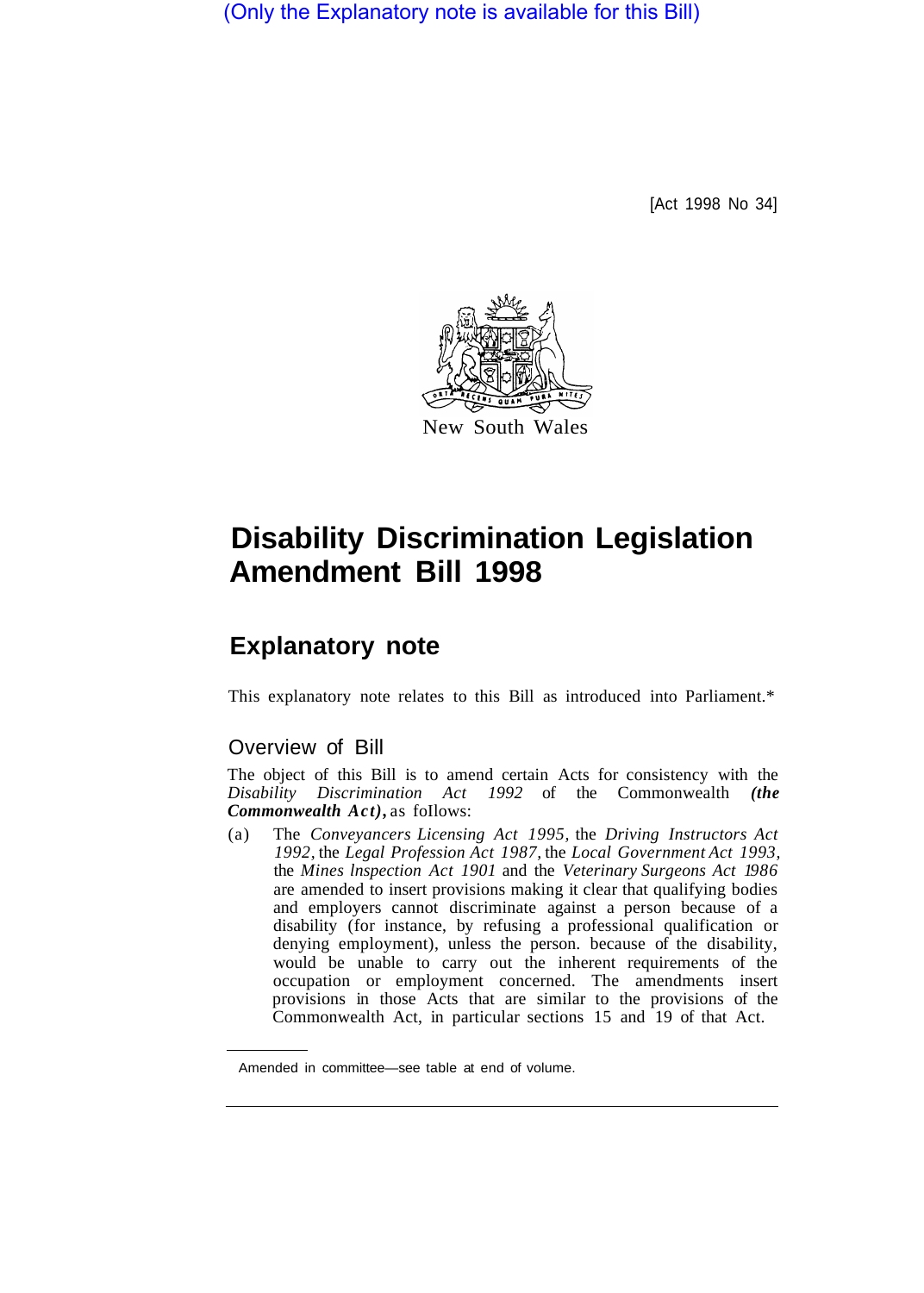(Only the Explanatory note is available for this Bill)

[Act 1998 No 34]

New South Wales

# Disability Discrimination Legislation Amendment Bill 1998

## Explanatory note

This explanatory note relates to this Bill as introduced into Parliament.*

### Overview of Bill

The object of this Bill is to amend certain Acts for consistency with the *Disability Discrimination Act 1992* of the Commonwealth ***(the Commonwealth Act)***, as follows:

(a) The *Conveyancers Licensing Act 1995*, the *Driving Instructors Act 1992*, the *Legal Profession Act 1987*, the *Local Government Act 1993*, the *Mines Inspection Act 1901* and the *Veterinary Surgeons Act 1986* are amended to insert provisions making it clear that qualifying bodies and employers cannot discriminate against a person because of a disability (for instance, by refusing a professional qualification or denying employment), unless the person, because of the disability, would be unable to carry out the inherent requirements of the occupation or employment concerned. The amendments insert provisions in those Acts that are similar to the provisions of the Commonwealth Act, in particular sections 15 and 19 of that Act.

---

Amended in committee—see table at end of volume.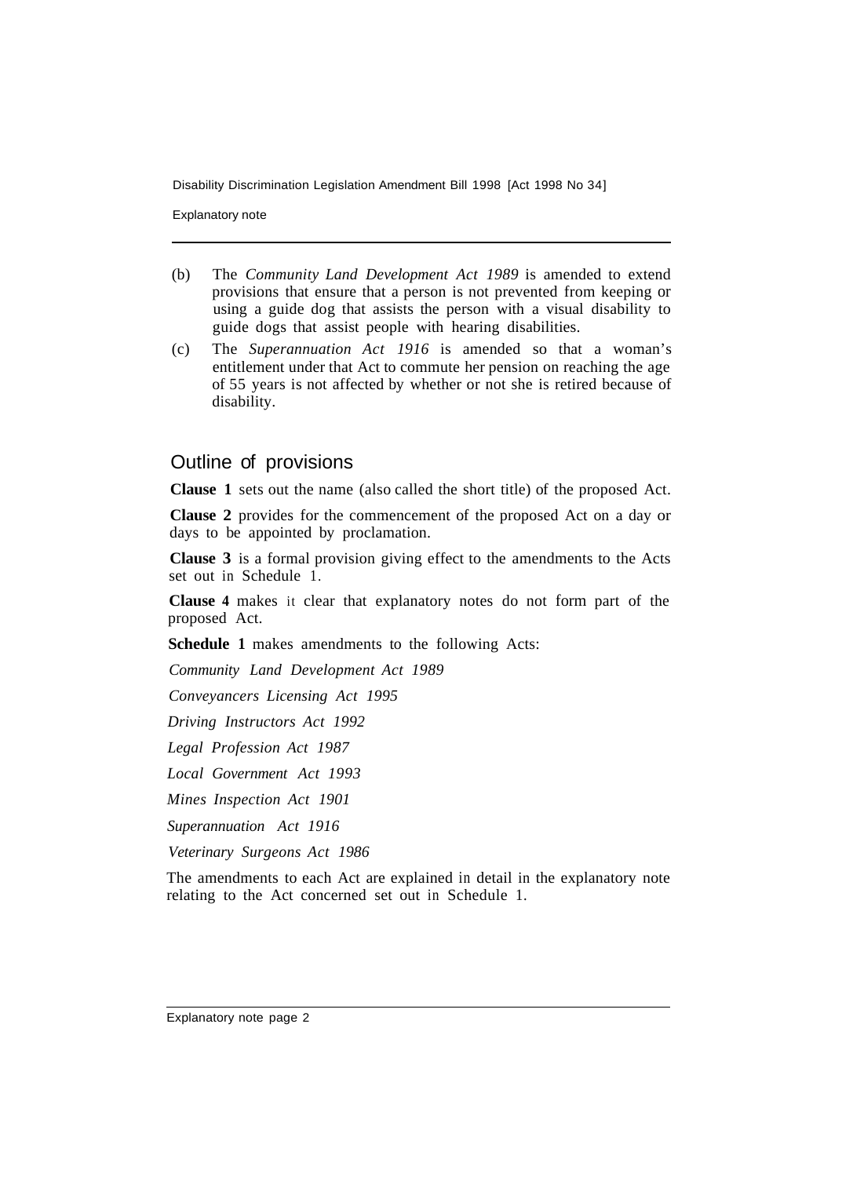(b) The *Community Land Development Act 1989* is amended to extend provisions that ensure that a person is not prevented from keeping or using a guide dog that assists the person with a visual disability to guide dogs that assist people with hearing disabilities.

(c) The *Superannuation Act 1916* is amended so that a woman's entitlement under that Act to commute her pension on reaching the age of 55 years is not affected by whether or not she is retired because of disability.

## Outline of provisions

**Clause 1** sets out the name (also called the short title) of the proposed Act.

**Clause 2** provides for the commencement of the proposed Act on a day or days to be appointed by proclamation.

**Clause 3** is a formal provision giving effect to the amendments to the Acts set out in Schedule 1.

**Clause 4** makes it clear that explanatory notes do not form part of the proposed Act.

**Schedule 1** makes amendments to the following Acts:

*Community Land Development Act 1989*

*Conveyancers Licensing Act 1995*

*Driving Instructors Act 1992*

*Legal Profession Act 1987*

*Local Government Act 1993*

*Mines Inspection Act 1901*

*Superannuation Act 1916*

*Veterinary Surgeons Act 1986*

The amendments to each Act are explained in detail in the explanatory note relating to the Act concerned set out in Schedule 1.